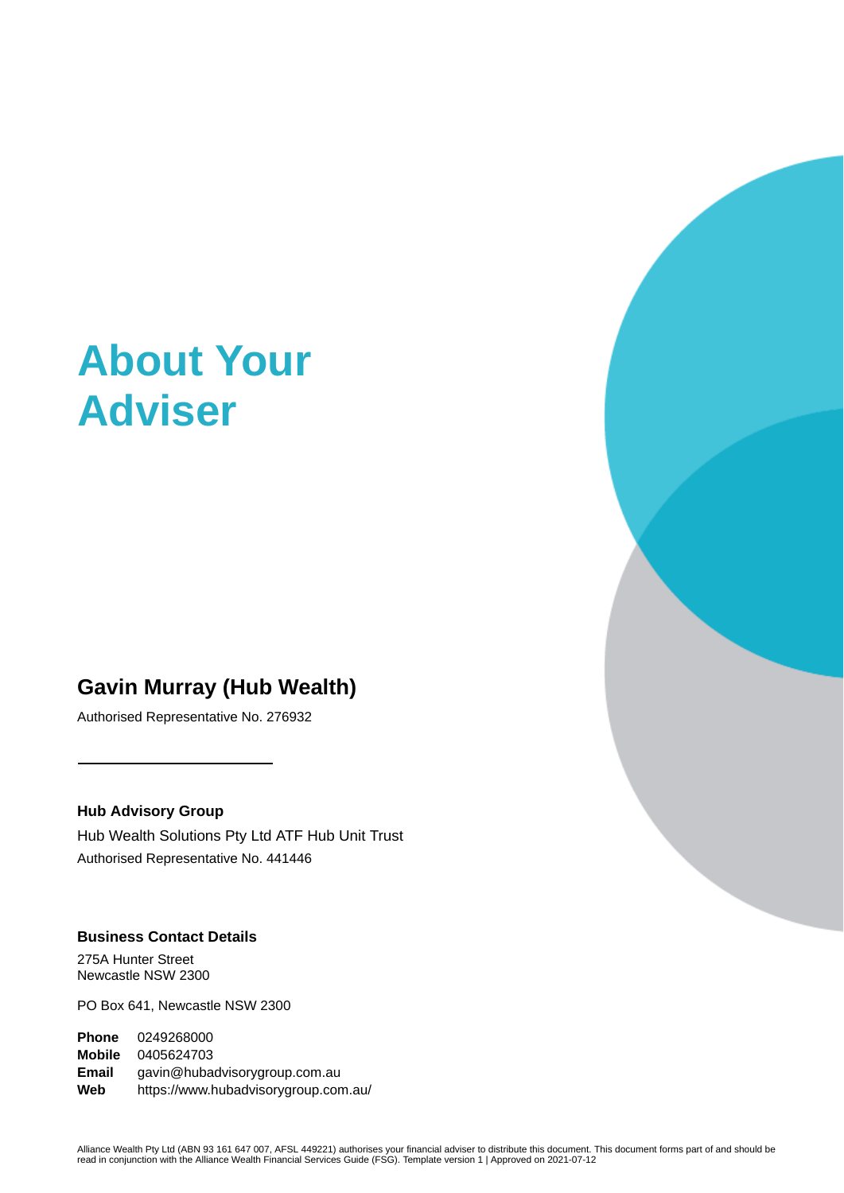# About Your Adviser

## Gavin Murray (Hub Wealth)

Authorised Representative No. 276932

---

**Hub Advisory Group**

Hub Wealth Solutions Pty Ltd ATF Hub Unit Trust

Authorised Representative No. 441446

**Business Contact Details**

275A Hunter Street
Newcastle NSW 2300

PO Box 641, Newcastle NSW 2300

**Phone** 0249268000
**Mobile** 0405624703
**Email** gavin@hubadvisorygroup.com.au
**Web** https://www.hubadvisorygroup.com.au/

Alliance Wealth Pty Ltd (ABN 93 161 647 007, AFSL 449221) authorises your financial adviser to distribute this document. This document forms part of and should be read in conjunction with the Alliance Wealth Financial Services Guide (FSG). Template version 1 | Approved on 2021-07-12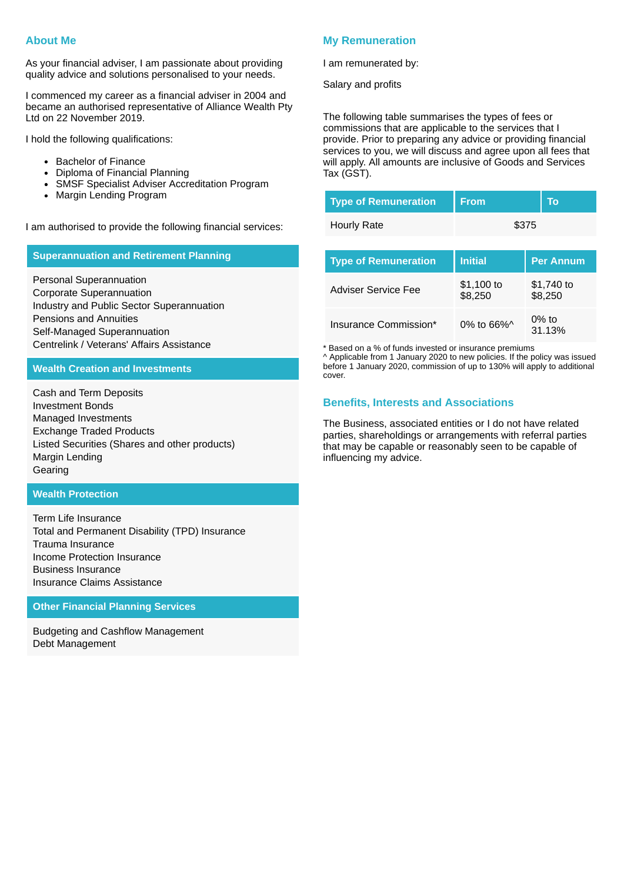## About Me

As your financial adviser, I am passionate about providing quality advice and solutions personalised to your needs.

I commenced my career as a financial adviser in 2004 and became an authorised representative of Alliance Wealth Pty Ltd on 22 November 2019.

I hold the following qualifications:

- Bachelor of Finance
- Diploma of Financial Planning
- SMSF Specialist Adviser Accreditation Program
- Margin Lending Program

I am authorised to provide the following financial services:

| Superannuation and Retirement Planning |
|---|
| Personal Superannuation<br>Corporate Superannuation<br>Industry and Public Sector Superannuation<br>Pensions and Annuities<br>Self-Managed Superannuation<br>Centrelink / Veterans' Affairs Assistance |

| Wealth Creation and Investments |
|---|
| Cash and Term Deposits<br>Investment Bonds<br>Managed Investments<br>Exchange Traded Products<br>Listed Securities (Shares and other products)<br>Margin Lending<br>Gearing |

| Wealth Protection |
|---|
| Term Life Insurance<br>Total and Permanent Disability (TPD) Insurance<br>Trauma Insurance<br>Income Protection Insurance<br>Business Insurance<br>Insurance Claims Assistance |

| Other Financial Planning Services |
|---|
| Budgeting and Cashflow Management<br>Debt Management |

## My Remuneration

I am remunerated by:

Salary and profits

The following table summarises the types of fees or commissions that are applicable to the services that I provide. Prior to preparing any advice or providing financial services to you, we will discuss and agree upon all fees that will apply. All amounts are inclusive of Goods and Services Tax (GST).

| Type of Remuneration | From | To |
|---|---|---|
| Hourly Rate | $375 | |

| Type of Remuneration | Initial | Per Annum |
|---|---|---|
| Adviser Service Fee | $1,100 to $8,250 | $1,740 to $8,250 |
| Insurance Commission* | 0% to 66%^ | 0% to 31.13% |

\* Based on a % of funds invested or insurance premiums
^ Applicable from 1 January 2020 to new policies. If the policy was issued before 1 January 2020, commission of up to 130% will apply to additional cover.

## Benefits, Interests and Associations

The Business, associated entities or I do not have related parties, shareholdings or arrangements with referral parties that may be capable or reasonably seen to be capable of influencing my advice.